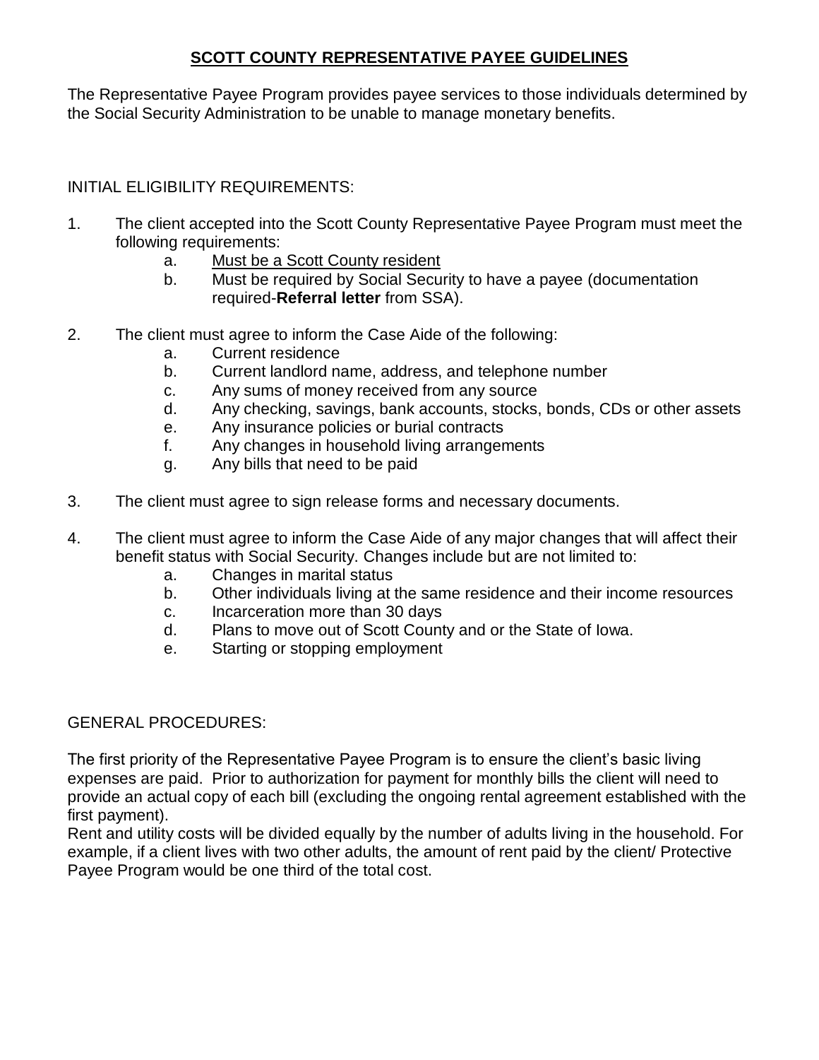# SCOTT COUNTY REPRESENTATIVE PAYEE GUIDELINES

The Representative Payee Program provides payee services to those individuals determined by the Social Security Administration to be unable to manage monetary benefits.

INITIAL ELIGIBILITY REQUIREMENTS:

1. The client accepted into the Scott County Representative Payee Program must meet the following requirements:
   a. <u>Must be a Scott County resident</u>
   b. Must be required by Social Security to have a payee (documentation required-**Referral letter** from SSA).

2. The client must agree to inform the Case Aide of the following:
   a. Current residence
   b. Current landlord name, address, and telephone number
   c. Any sums of money received from any source
   d. Any checking, savings, bank accounts, stocks, bonds, CDs or other assets
   e. Any insurance policies or burial contracts
   f. Any changes in household living arrangements
   g. Any bills that need to be paid

3. The client must agree to sign release forms and necessary documents.

4. The client must agree to inform the Case Aide of any major changes that will affect their benefit status with Social Security. Changes include but are not limited to:
   a. Changes in marital status
   b. Other individuals living at the same residence and their income resources
   c. Incarceration more than 30 days
   d. Plans to move out of Scott County and or the State of Iowa.
   e. Starting or stopping employment

GENERAL PROCEDURES:

The first priority of the Representative Payee Program is to ensure the client's basic living expenses are paid. Prior to authorization for payment for monthly bills the client will need to provide an actual copy of each bill (excluding the ongoing rental agreement established with the first payment).
Rent and utility costs will be divided equally by the number of adults living in the household. For example, if a client lives with two other adults, the amount of rent paid by the client/ Protective Payee Program would be one third of the total cost.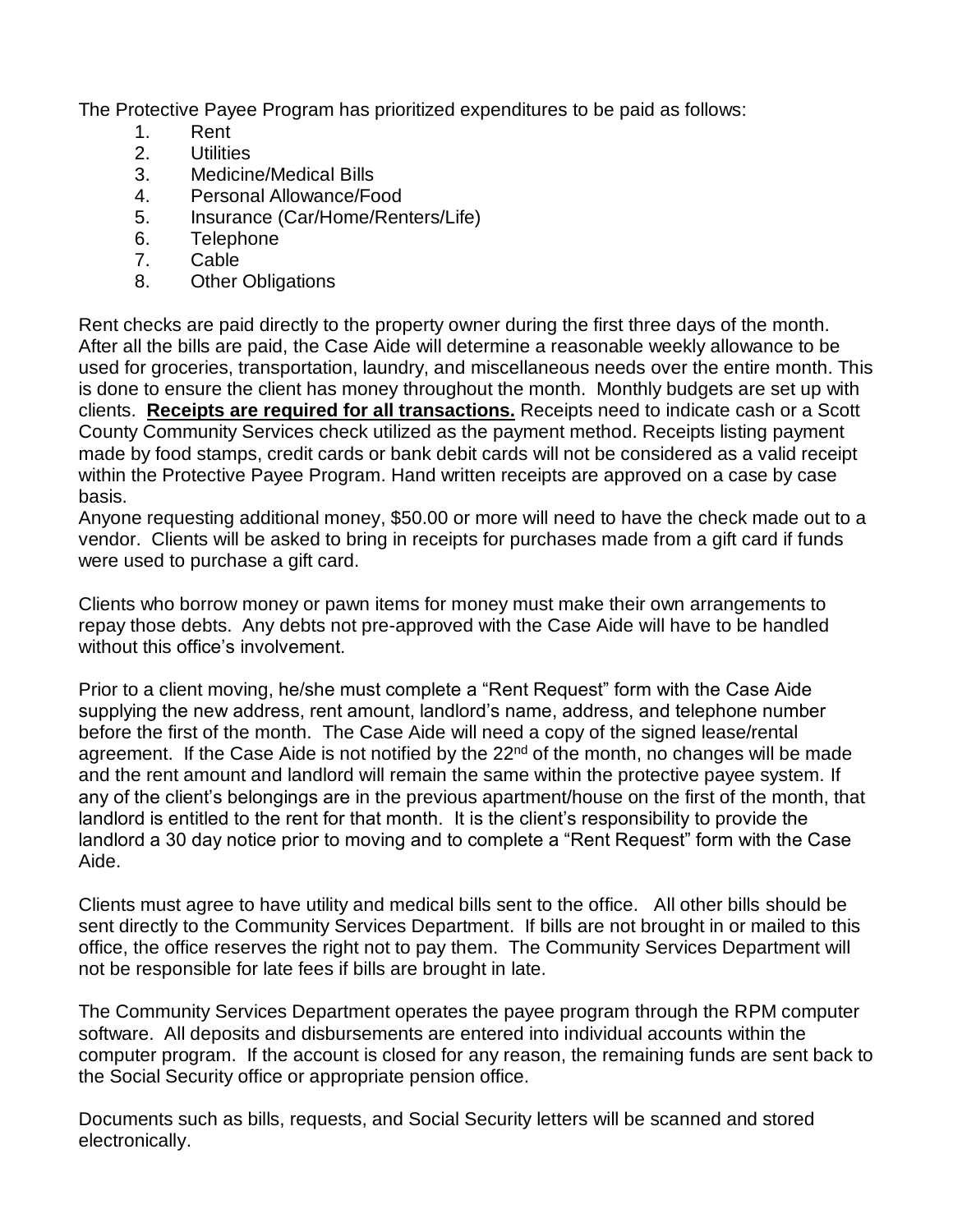The Protective Payee Program has prioritized expenditures to be paid as follows:

1. Rent
2. Utilities
3. Medicine/Medical Bills
4. Personal Allowance/Food
5. Insurance (Car/Home/Renters/Life)
6. Telephone
7. Cable
8. Other Obligations

Rent checks are paid directly to the property owner during the first three days of the month. After all the bills are paid, the Case Aide will determine a reasonable weekly allowance to be used for groceries, transportation, laundry, and miscellaneous needs over the entire month. This is done to ensure the client has money throughout the month. Monthly budgets are set up with clients. **Receipts are required for all transactions.** Receipts need to indicate cash or a Scott County Community Services check utilized as the payment method. Receipts listing payment made by food stamps, credit cards or bank debit cards will not be considered as a valid receipt within the Protective Payee Program. Hand written receipts are approved on a case by case basis.

Anyone requesting additional money, $50.00 or more will need to have the check made out to a vendor. Clients will be asked to bring in receipts for purchases made from a gift card if funds were used to purchase a gift card.

Clients who borrow money or pawn items for money must make their own arrangements to repay those debts. Any debts not pre-approved with the Case Aide will have to be handled without this office's involvement.

Prior to a client moving, he/she must complete a "Rent Request" form with the Case Aide supplying the new address, rent amount, landlord's name, address, and telephone number before the first of the month. The Case Aide will need a copy of the signed lease/rental agreement. If the Case Aide is not notified by the 22nd of the month, no changes will be made and the rent amount and landlord will remain the same within the protective payee system. If any of the client's belongings are in the previous apartment/house on the first of the month, that landlord is entitled to the rent for that month. It is the client's responsibility to provide the landlord a 30 day notice prior to moving and to complete a "Rent Request" form with the Case Aide.

Clients must agree to have utility and medical bills sent to the office. All other bills should be sent directly to the Community Services Department. If bills are not brought in or mailed to this office, the office reserves the right not to pay them. The Community Services Department will not be responsible for late fees if bills are brought in late.

The Community Services Department operates the payee program through the RPM computer software. All deposits and disbursements are entered into individual accounts within the computer program. If the account is closed for any reason, the remaining funds are sent back to the Social Security office or appropriate pension office.

Documents such as bills, requests, and Social Security letters will be scanned and stored electronically.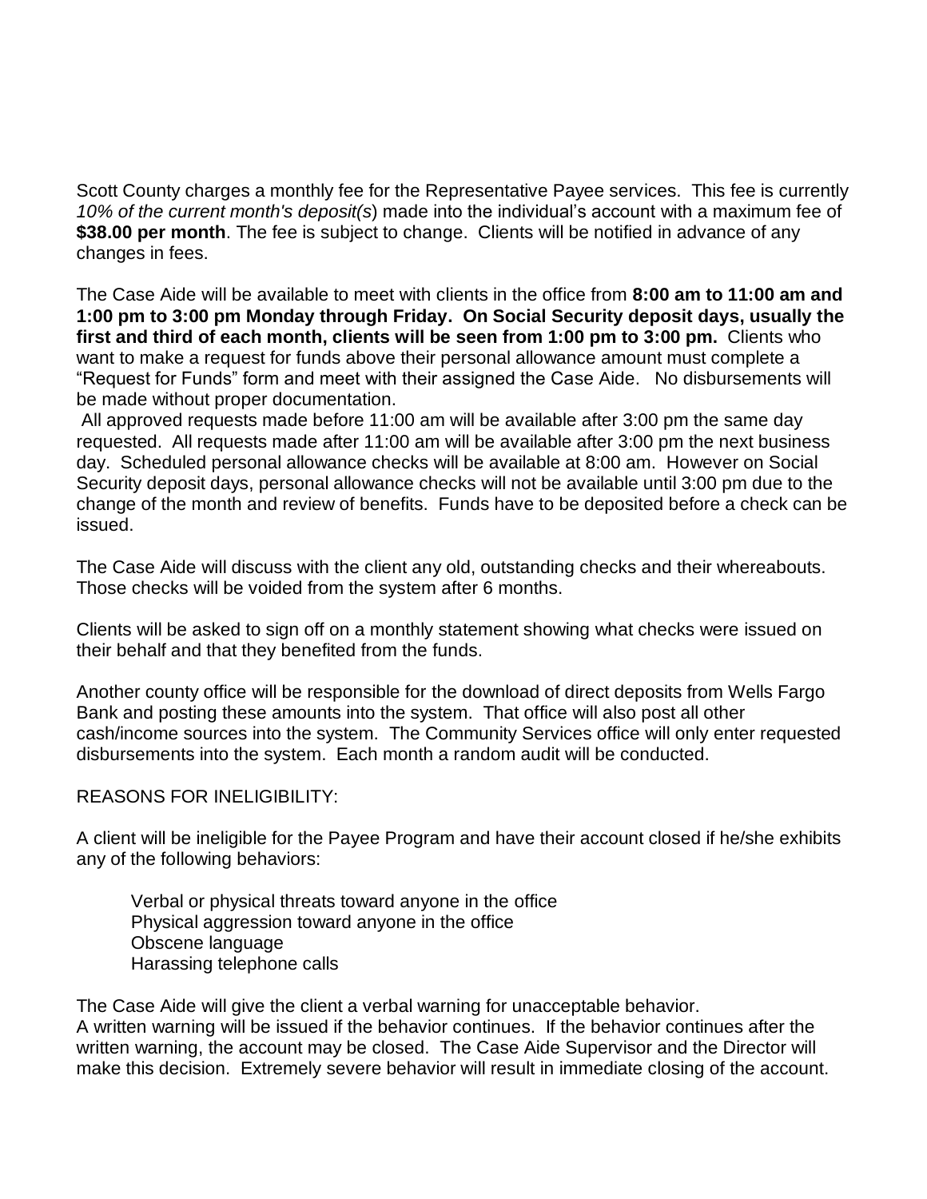Scott County charges a monthly fee for the Representative Payee services. This fee is currently *10% of the current month's deposit(s*) made into the individual's account with a maximum fee of **$38.00 per month**. The fee is subject to change. Clients will be notified in advance of any changes in fees.

The Case Aide will be available to meet with clients in the office from **8:00 am to 11:00 am and 1:00 pm to 3:00 pm Monday through Friday. On Social Security deposit days, usually the first and third of each month, clients will be seen from 1:00 pm to 3:00 pm.** Clients who want to make a request for funds above their personal allowance amount must complete a "Request for Funds" form and meet with their assigned the Case Aide. No disbursements will be made without proper documentation.

All approved requests made before 11:00 am will be available after 3:00 pm the same day requested. All requests made after 11:00 am will be available after 3:00 pm the next business day. Scheduled personal allowance checks will be available at 8:00 am. However on Social Security deposit days, personal allowance checks will not be available until 3:00 pm due to the change of the month and review of benefits. Funds have to be deposited before a check can be issued.

The Case Aide will discuss with the client any old, outstanding checks and their whereabouts. Those checks will be voided from the system after 6 months.

Clients will be asked to sign off on a monthly statement showing what checks were issued on their behalf and that they benefited from the funds.

Another county office will be responsible for the download of direct deposits from Wells Fargo Bank and posting these amounts into the system. That office will also post all other cash/income sources into the system. The Community Services office will only enter requested disbursements into the system. Each month a random audit will be conducted.

REASONS FOR INELIGIBILITY:

A client will be ineligible for the Payee Program and have their account closed if he/she exhibits any of the following behaviors:

- Verbal or physical threats toward anyone in the office
- Physical aggression toward anyone in the office
- Obscene language
- Harassing telephone calls

The Case Aide will give the client a verbal warning for unacceptable behavior.
A written warning will be issued if the behavior continues. If the behavior continues after the written warning, the account may be closed. The Case Aide Supervisor and the Director will make this decision. Extremely severe behavior will result in immediate closing of the account.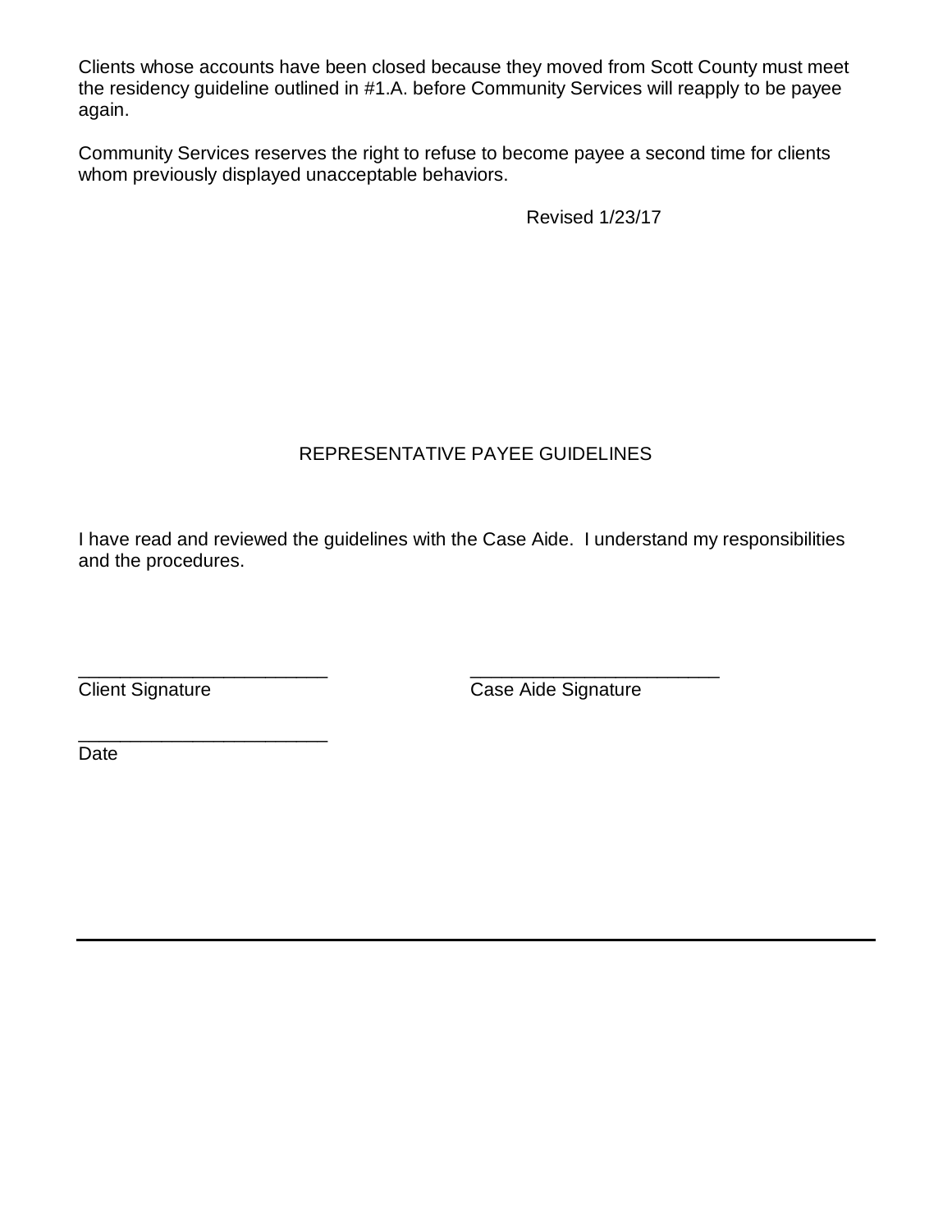Clients whose accounts have been closed because they moved from Scott County must meet the residency guideline outlined in #1.A. before Community Services will reapply to be payee again.

Community Services reserves the right to refuse to become payee a second time for clients whom previously displayed unacceptable behaviors.

Revised 1/23/17

## REPRESENTATIVE PAYEE GUIDELINES

I have read and reviewed the guidelines with the Case Aide. I understand my responsibilities and the procedures.

_________________________ Client Signature

_________________________ Case Aide Signature

_________________________ Date